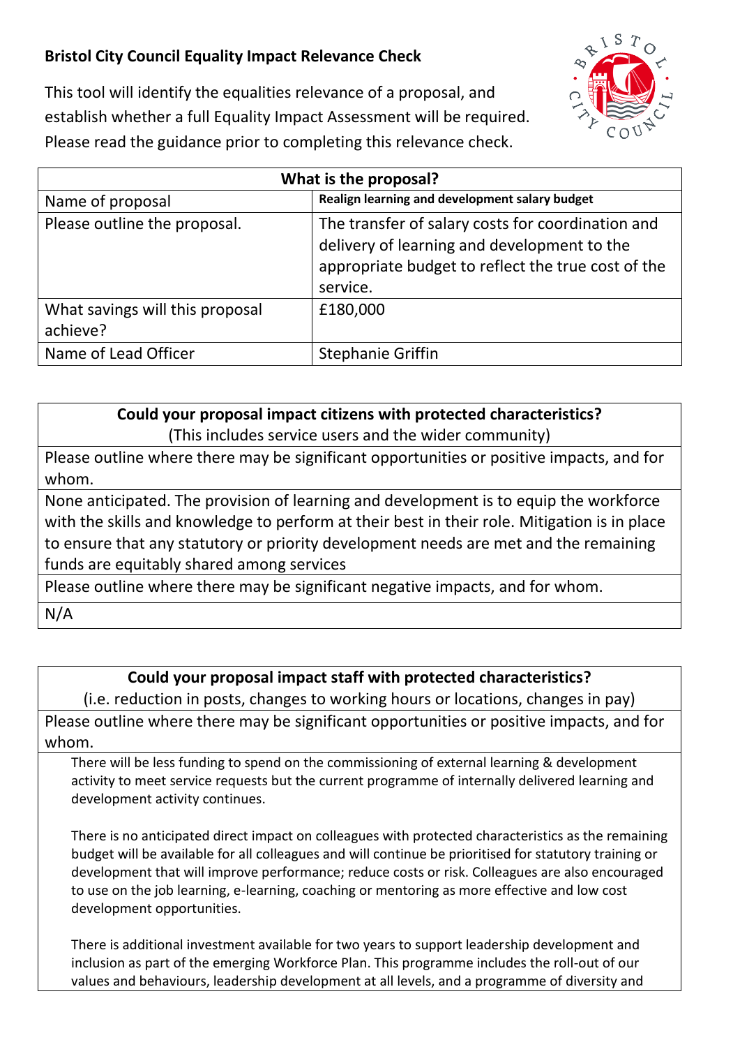## Bristol City Council Equality Impact Relevance Check

This tool will identify the equalities relevance of a proposal, and establish whether a full Equality Impact Assessment will be required. Please read the guidance prior to completing this relevance check.

| What is the proposal? | |
|---|---|
| Name of proposal | **Realign learning and development salary budget** |
| Please outline the proposal. | The transfer of salary costs for coordination and delivery of learning and development to the appropriate budget to reflect the true cost of the service. |
| What savings will this proposal achieve? | £180,000 |
| Name of Lead Officer | Stephanie Griffin |

| **Could your proposal impact citizens with protected characteristics?** (This includes service users and the wider community) |
|---|
| Please outline where there may be significant opportunities or positive impacts, and for whom. |
| None anticipated. The provision of learning and development is to equip the workforce with the skills and knowledge to perform at their best in their role. Mitigation is in place to ensure that any statutory or priority development needs are met and the remaining funds are equitably shared among services |
| Please outline where there may be significant negative impacts, and for whom. |
| N/A |

| **Could your proposal impact staff with protected characteristics?** (i.e. reduction in posts, changes to working hours or locations, changes in pay) |
|---|
| Please outline where there may be significant opportunities or positive impacts, and for whom. |
| There will be less funding to spend on the commissioning of external learning & development activity to meet service requests but the current programme of internally delivered learning and development activity continues.<br><br>There is no anticipated direct impact on colleagues with protected characteristics as the remaining budget will be available for all colleagues and will continue be prioritised for statutory training or development that will improve performance; reduce costs or risk. Colleagues are also encouraged to use on the job learning, e-learning, coaching or mentoring as more effective and low cost development opportunities.<br><br>There is additional investment available for two years to support leadership development and inclusion as part of the emerging Workforce Plan. This programme includes the roll-out of our values and behaviours, leadership development at all levels, and a programme of diversity and |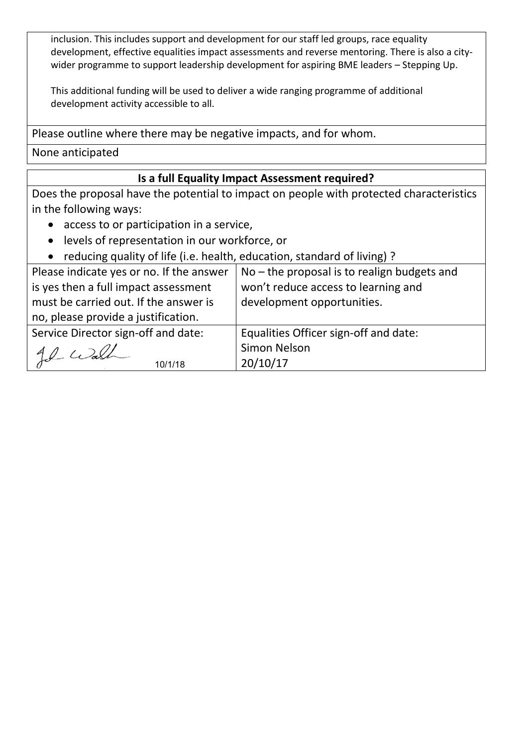inclusion. This includes support and development for our staff led groups, race equality development, effective equalities impact assessments and reverse mentoring. There is also a city-wider programme to support leadership development for aspiring BME leaders – Stepping Up.

This additional funding will be used to deliver a wide ranging programme of additional development activity accessible to all.

Please outline where there may be negative impacts, and for whom.

None anticipated

**Is a full Equality Impact Assessment required?**

Does the proposal have the potential to impact on people with protected characteristics in the following ways:

- access to or participation in a service,
- levels of representation in our workforce, or
- reducing quality of life (i.e. health, education, standard of living) ?

| | |
|---|---|
| Please indicate yes or no. If the answer is yes then a full impact assessment must be carried out. If the answer is no, please provide a justification. | No – the proposal is to realign budgets and won't reduce access to learning and development opportunities. |
| Service Director sign-off and date: [signature] 10/1/18 | Equalities Officer sign-off and date: Simon Nelson 20/10/17 |